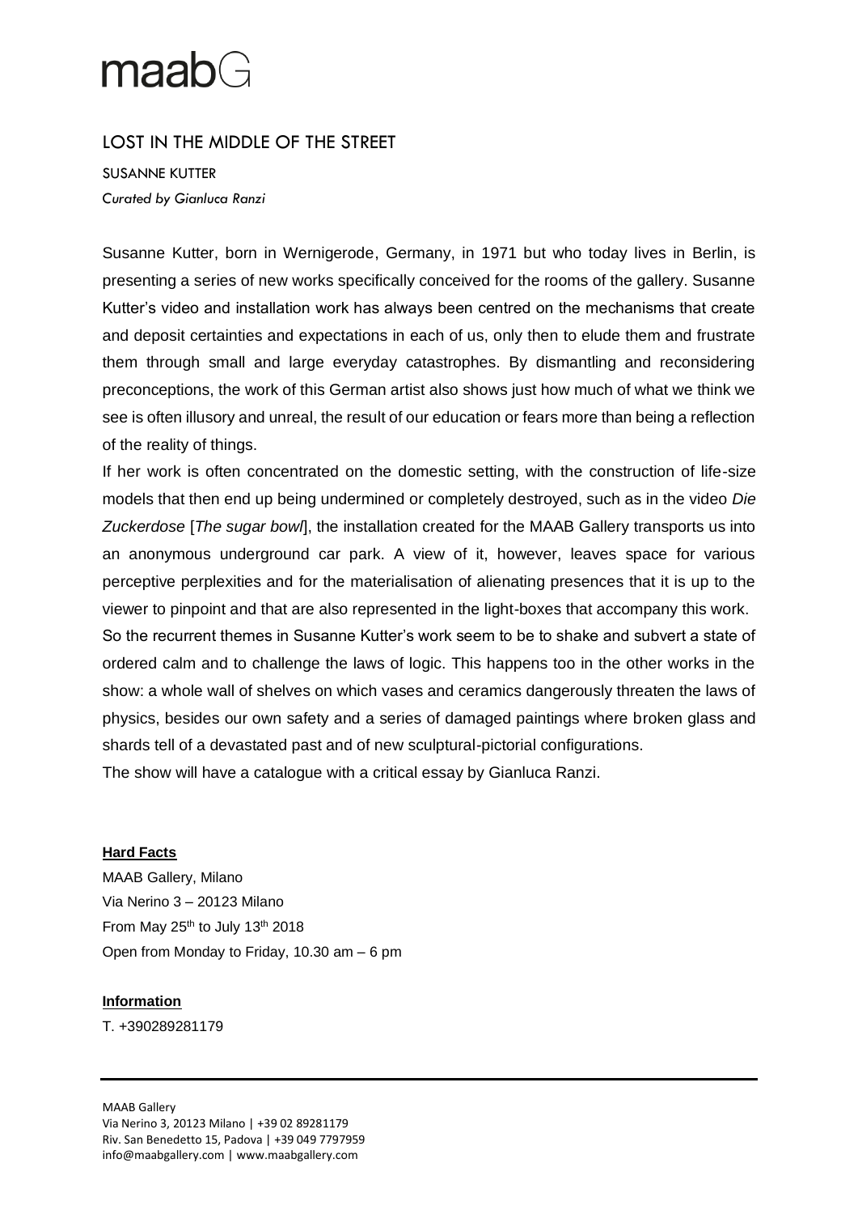maabG

# LOST IN THE MIDDLE OF THE STREET

SUSANNE KUTTER

*Curated by Gianluca Ranzi*

Susanne Kutter, born in Wernigerode, Germany, in 1971 but who today lives in Berlin, is presenting a series of new works specifically conceived for the rooms of the gallery. Susanne Kutter's video and installation work has always been centred on the mechanisms that create and deposit certainties and expectations in each of us, only then to elude them and frustrate them through small and large everyday catastrophes. By dismantling and reconsidering preconceptions, the work of this German artist also shows just how much of what we think we see is often illusory and unreal, the result of our education or fears more than being a reflection of the reality of things.

If her work is often concentrated on the domestic setting, with the construction of life-size models that then end up being undermined or completely destroyed, such as in the video *Die Zuckerdose* [*The sugar bowl*], the installation created for the MAAB Gallery transports us into an anonymous underground car park. A view of it, however, leaves space for various perceptive perplexities and for the materialisation of alienating presences that it is up to the viewer to pinpoint and that are also represented in the light-boxes that accompany this work.

So the recurrent themes in Susanne Kutter's work seem to be to shake and subvert a state of ordered calm and to challenge the laws of logic. This happens too in the other works in the show: a whole wall of shelves on which vases and ceramics dangerously threaten the laws of physics, besides our own safety and a series of damaged paintings where broken glass and shards tell of a devastated past and of new sculptural-pictorial configurations.

The show will have a catalogue with a critical essay by Gianluca Ranzi.

**Hard Facts**

MAAB Gallery, Milano
Via Nerino 3 – 20123 Milano
From May 25th to July 13th 2018
Open from Monday to Friday, 10.30 am – 6 pm

**Information**

T. +390289281179

MAAB Gallery
Via Nerino 3, 20123 Milano | +39 02 89281179
Riv. San Benedetto 15, Padova | +39 049 7797959
info@maabgallery.com | www.maabgallery.com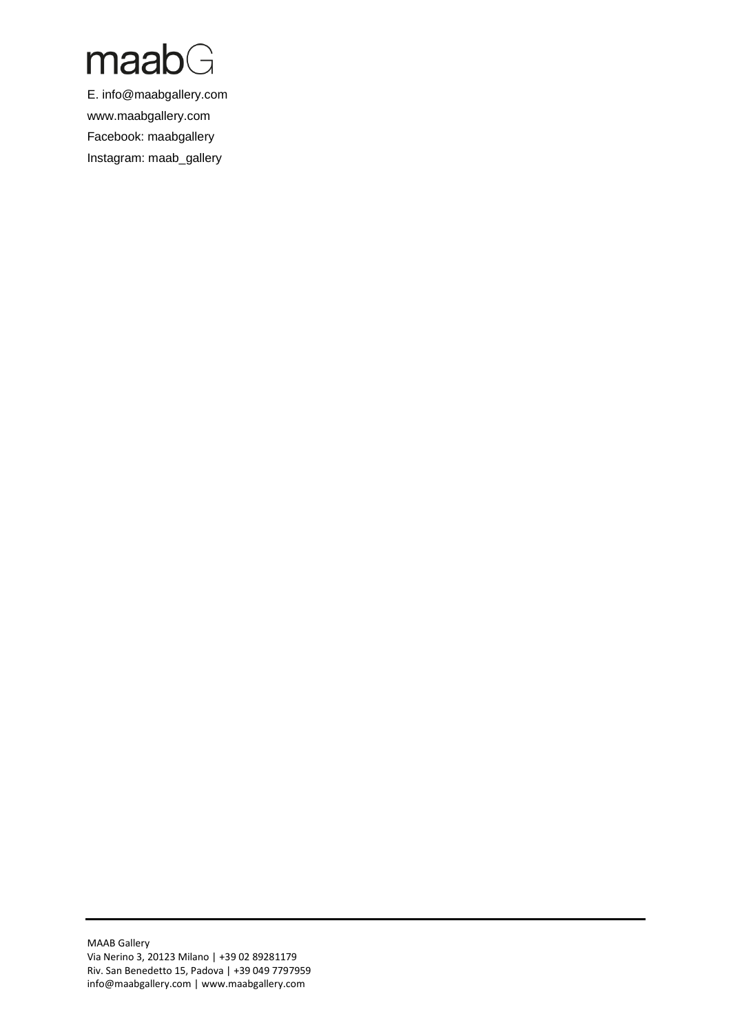# maabG

E. info@maabgallery.com

www.maabgallery.com

Facebook: maabgallery

Instagram: maab_gallery

MAAB Gallery
Via Nerino 3, 20123 Milano | +39 02 89281179
Riv. San Benedetto 15, Padova | +39 049 7797959
info@maabgallery.com | www.maabgallery.com